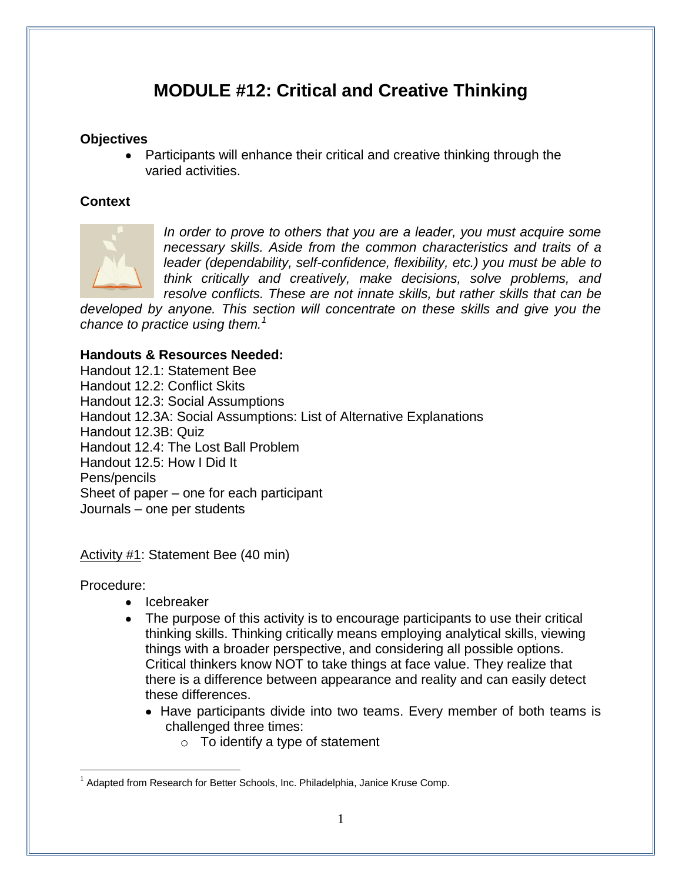# MODULE #12: Critical and Creative Thinking

**Objectives**

- Participants will enhance their critical and creative thinking through the varied activities.

**Context**

*In order to prove to others that you are a leader, you must acquire some necessary skills. Aside from the common characteristics and traits of a leader (dependability, self-confidence, flexibility, etc.) you must be able to think critically and creatively, make decisions, solve problems, and resolve conflicts. These are not innate skills, but rather skills that can be developed by anyone. This section will concentrate on these skills and give you the chance to practice using them.*[1]

**Handouts & Resources Needed:**

Handout 12.1: Statement Bee
Handout 12.2: Conflict Skits
Handout 12.3: Social Assumptions
Handout 12.3A: Social Assumptions: List of Alternative Explanations
Handout 12.3B: Quiz
Handout 12.4: The Lost Ball Problem
Handout 12.5: How I Did It
Pens/pencils
Sheet of paper – one for each participant
Journals – one per students

<u>Activity #1</u>: Statement Bee (40 min)

Procedure:

- Icebreaker
- The purpose of this activity is to encourage participants to use their critical thinking skills. Thinking critically means employing analytical skills, viewing things with a broader perspective, and considering all possible options. Critical thinkers know NOT to take things at face value. They realize that there is a difference between appearance and reality and can easily detect these differences.
  - Have participants divide into two teams. Every member of both teams is challenged three times:
    - To identify a type of statement

[1] Adapted from Research for Better Schools, Inc. Philadelphia, Janice Kruse Comp.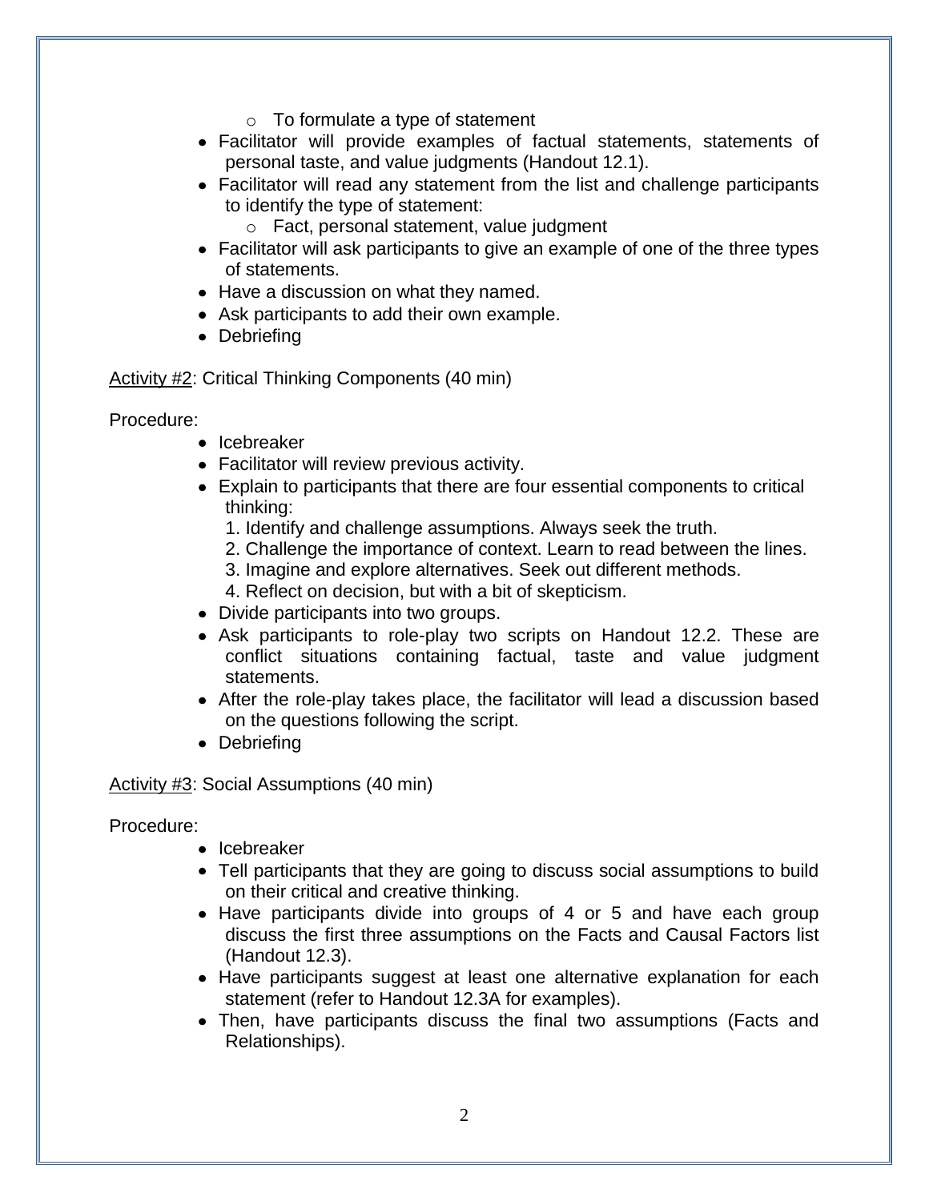- To formulate a type of statement
- Facilitator will provide examples of factual statements, statements of personal taste, and value judgments (Handout 12.1).
- Facilitator will read any statement from the list and challenge participants to identify the type of statement:
    - Fact, personal statement, value judgment
- Facilitator will ask participants to give an example of one of the three types of statements.
- Have a discussion on what they named.
- Ask participants to add their own example.
- Debriefing

<u>Activity #2</u>: Critical Thinking Components (40 min)

Procedure:

- Icebreaker
- Facilitator will review previous activity.
- Explain to participants that there are four essential components to critical thinking:
  1. Identify and challenge assumptions. Always seek the truth.
  2. Challenge the importance of context. Learn to read between the lines.
  3. Imagine and explore alternatives. Seek out different methods.
  4. Reflect on decision, but with a bit of skepticism.
- Divide participants into two groups.
- Ask participants to role-play two scripts on Handout 12.2. These are conflict situations containing factual, taste and value judgment statements.
- After the role-play takes place, the facilitator will lead a discussion based on the questions following the script.
- Debriefing

<u>Activity #3</u>: Social Assumptions (40 min)

Procedure:

- Icebreaker
- Tell participants that they are going to discuss social assumptions to build on their critical and creative thinking.
- Have participants divide into groups of 4 or 5 and have each group discuss the first three assumptions on the Facts and Causal Factors list (Handout 12.3).
- Have participants suggest at least one alternative explanation for each statement (refer to Handout 12.3A for examples).
- Then, have participants discuss the final two assumptions (Facts and Relationships).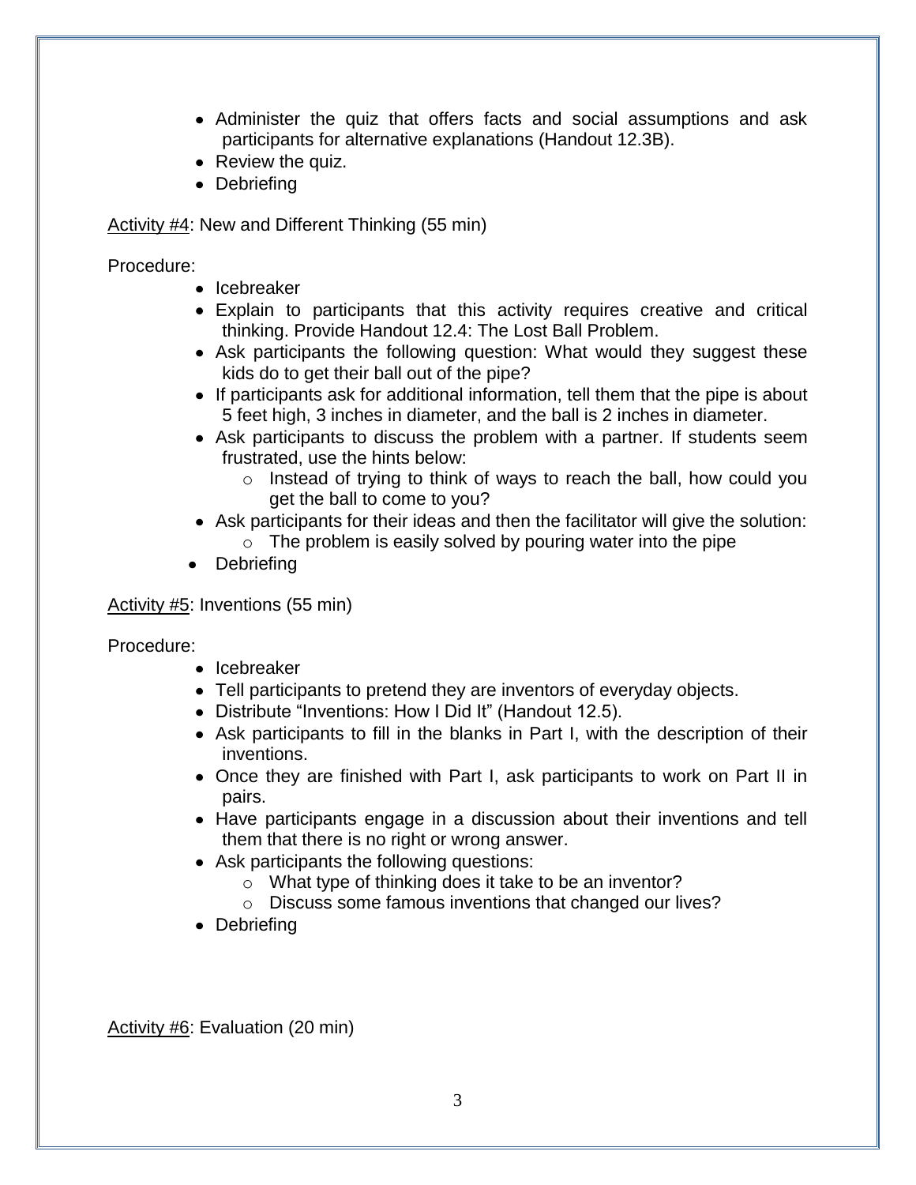- Administer the quiz that offers facts and social assumptions and ask participants for alternative explanations (Handout 12.3B).
- Review the quiz.
- Debriefing

<u>Activity #4</u>: New and Different Thinking (55 min)

Procedure:

- Icebreaker
- Explain to participants that this activity requires creative and critical thinking. Provide Handout 12.4: The Lost Ball Problem.
- Ask participants the following question: What would they suggest these kids do to get their ball out of the pipe?
- If participants ask for additional information, tell them that the pipe is about 5 feet high, 3 inches in diameter, and the ball is 2 inches in diameter.
- Ask participants to discuss the problem with a partner. If students seem frustrated, use the hints below:
    - Instead of trying to think of ways to reach the ball, how could you get the ball to come to you?
- Ask participants for their ideas and then the facilitator will give the solution:
    - The problem is easily solved by pouring water into the pipe
- Debriefing

<u>Activity #5</u>: Inventions (55 min)

Procedure:

- Icebreaker
- Tell participants to pretend they are inventors of everyday objects.
- Distribute "Inventions: How I Did It" (Handout 12.5).
- Ask participants to fill in the blanks in Part I, with the description of their inventions.
- Once they are finished with Part I, ask participants to work on Part II in pairs.
- Have participants engage in a discussion about their inventions and tell them that there is no right or wrong answer.
- Ask participants the following questions:
    - What type of thinking does it take to be an inventor?
    - Discuss some famous inventions that changed our lives?
- Debriefing

<u>Activity #6</u>: Evaluation (20 min)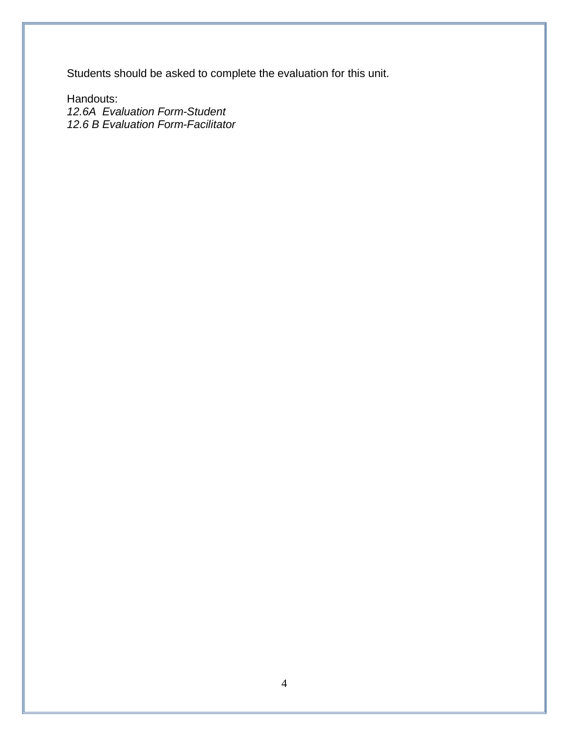Students should be asked to complete the evaluation for this unit.

Handouts:
*12.6A Evaluation Form-Student*
*12.6 B Evaluation Form-Facilitator*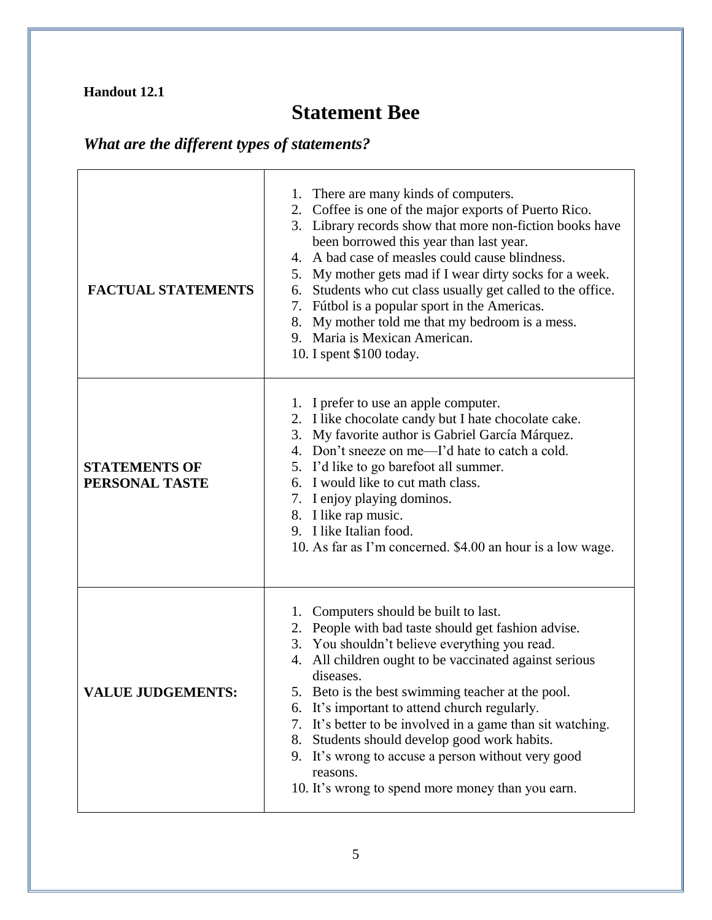**Handout 12.1**

# Statement Bee

## *What are the different types of statements?*

| | |
|---|---|
| **FACTUAL STATEMENTS** | 1. There are many kinds of computers.<br>2. Coffee is one of the major exports of Puerto Rico.<br>3. Library records show that more non-fiction books have been borrowed this year than last year.<br>4. A bad case of measles could cause blindness.<br>5. My mother gets mad if I wear dirty socks for a week.<br>6. Students who cut class usually get called to the office.<br>7. Fútbol is a popular sport in the Americas.<br>8. My mother told me that my bedroom is a mess.<br>9. Maria is Mexican American.<br>10. I spent $100 today. |
| **STATEMENTS OF PERSONAL TASTE** | 1. I prefer to use an apple computer.<br>2. I like chocolate candy but I hate chocolate cake.<br>3. My favorite author is Gabriel García Márquez.<br>4. Don't sneeze on me—I'd hate to catch a cold.<br>5. I'd like to go barefoot all summer.<br>6. I would like to cut math class.<br>7. I enjoy playing dominos.<br>8. I like rap music.<br>9. I like Italian food.<br>10. As far as I'm concerned. $4.00 an hour is a low wage. |
| **VALUE JUDGEMENTS:** | 1. Computers should be built to last.<br>2. People with bad taste should get fashion advise.<br>3. You shouldn't believe everything you read.<br>4. All children ought to be vaccinated against serious diseases.<br>5. Beto is the best swimming teacher at the pool.<br>6. It's important to attend church regularly.<br>7. It's better to be involved in a game than sit watching.<br>8. Students should develop good work habits.<br>9. It's wrong to accuse a person without very good reasons.<br>10. It's wrong to spend more money than you earn. |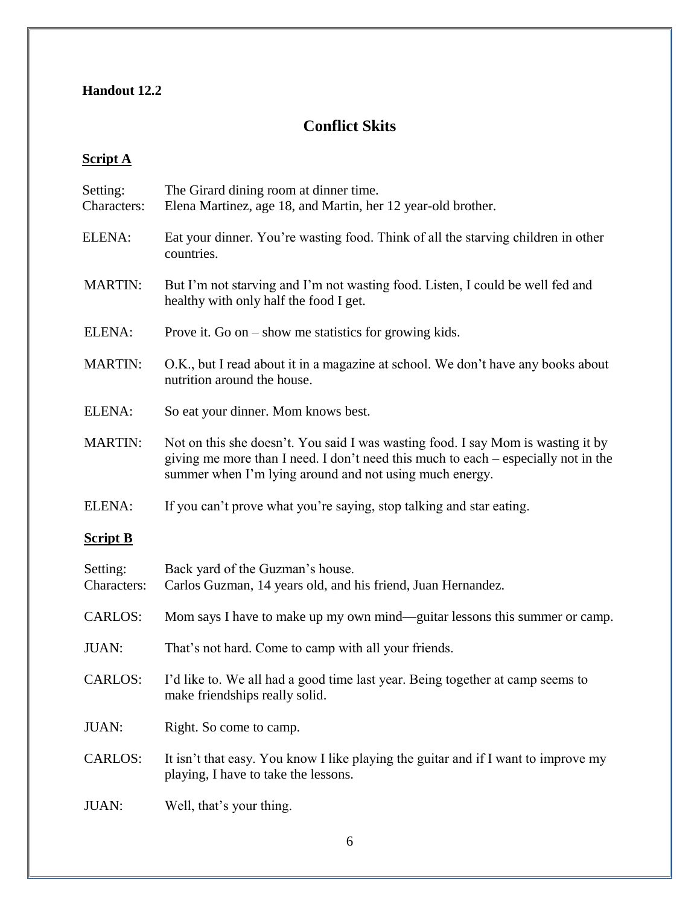**Handout 12.2**

## Conflict Skits

### Script A

Setting: The Girard dining room at dinner time.
Characters: Elena Martinez, age 18, and Martin, her 12 year-old brother.

ELENA: Eat your dinner. You're wasting food. Think of all the starving children in other countries.

MARTIN: But I'm not starving and I'm not wasting food. Listen, I could be well fed and healthy with only half the food I get.

ELENA: Prove it. Go on – show me statistics for growing kids.

MARTIN: O.K., but I read about it in a magazine at school. We don't have any books about nutrition around the house.

ELENA: So eat your dinner. Mom knows best.

MARTIN: Not on this she doesn't. You said I was wasting food. I say Mom is wasting it by giving me more than I need. I don't need this much to each – especially not in the summer when I'm lying around and not using much energy.

ELENA: If you can't prove what you're saying, stop talking and star eating.

### Script B

Setting: Back yard of the Guzman's house.
Characters: Carlos Guzman, 14 years old, and his friend, Juan Hernandez.

CARLOS: Mom says I have to make up my own mind—guitar lessons this summer or camp.

JUAN: That's not hard. Come to camp with all your friends.

CARLOS: I'd like to. We all had a good time last year. Being together at camp seems to make friendships really solid.

JUAN: Right. So come to camp.

CARLOS: It isn't that easy. You know I like playing the guitar and if I want to improve my playing, I have to take the lessons.

JUAN: Well, that's your thing.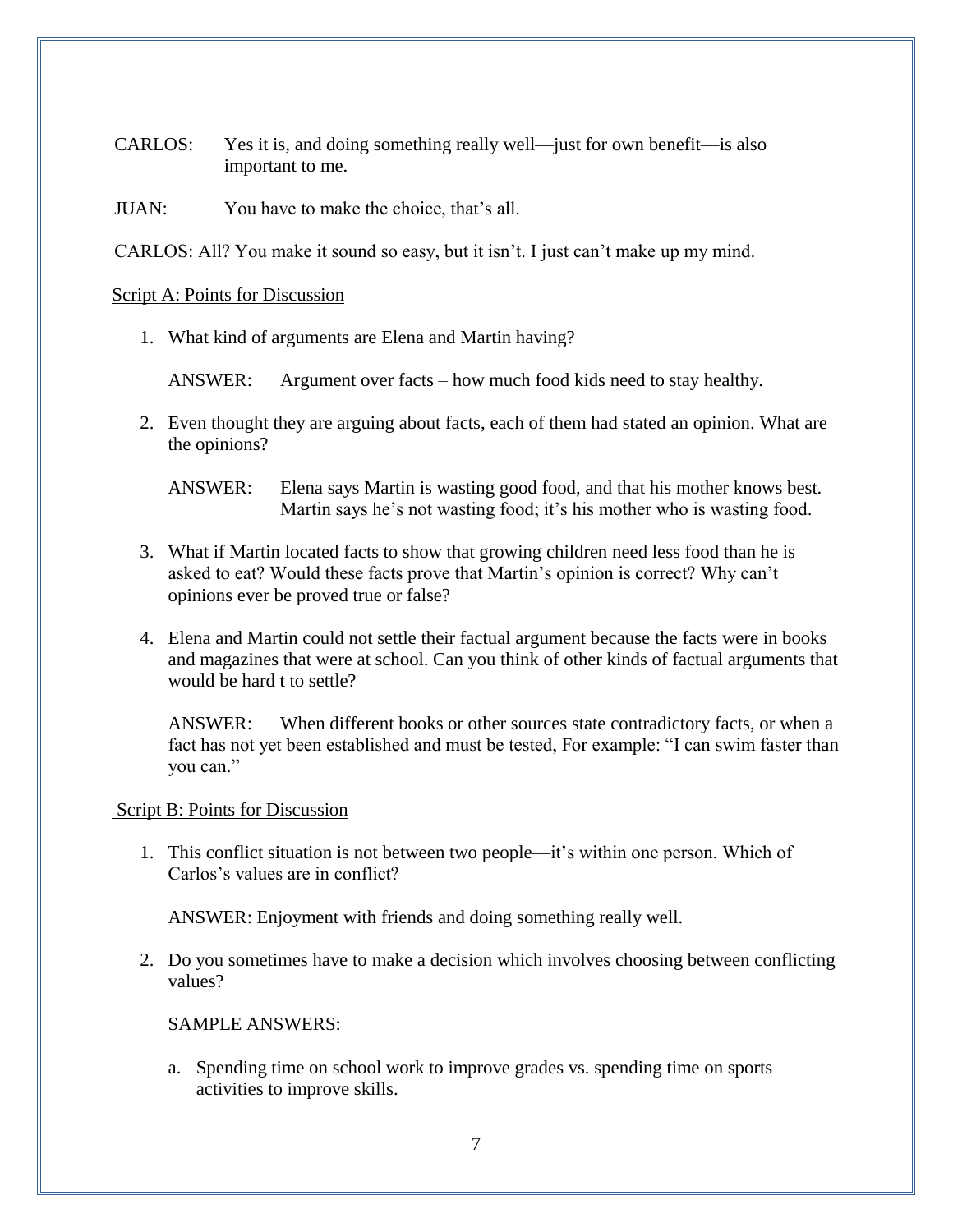CARLOS: Yes it is, and doing something really well—just for own benefit—is also important to me.

JUAN: You have to make the choice, that's all.

CARLOS: All? You make it sound so easy, but it isn't. I just can't make up my mind.

Script A: Points for Discussion

1. What kind of arguments are Elena and Martin having?

   ANSWER: Argument over facts – how much food kids need to stay healthy.

2. Even thought they are arguing about facts, each of them had stated an opinion. What are the opinions?

   ANSWER: Elena says Martin is wasting good food, and that his mother knows best. Martin says he's not wasting food; it's his mother who is wasting food.

3. What if Martin located facts to show that growing children need less food than he is asked to eat? Would these facts prove that Martin's opinion is correct? Why can't opinions ever be proved true or false?

4. Elena and Martin could not settle their factual argument because the facts were in books and magazines that were at school. Can you think of other kinds of factual arguments that would be hard t to settle?

   ANSWER: When different books or other sources state contradictory facts, or when a fact has not yet been established and must be tested, For example: "I can swim faster than you can."

Script B: Points for Discussion

1. This conflict situation is not between two people—it's within one person. Which of Carlos's values are in conflict?

   ANSWER: Enjoyment with friends and doing something really well.

2. Do you sometimes have to make a decision which involves choosing between conflicting values?

   SAMPLE ANSWERS:

   a. Spending time on school work to improve grades vs. spending time on sports activities to improve skills.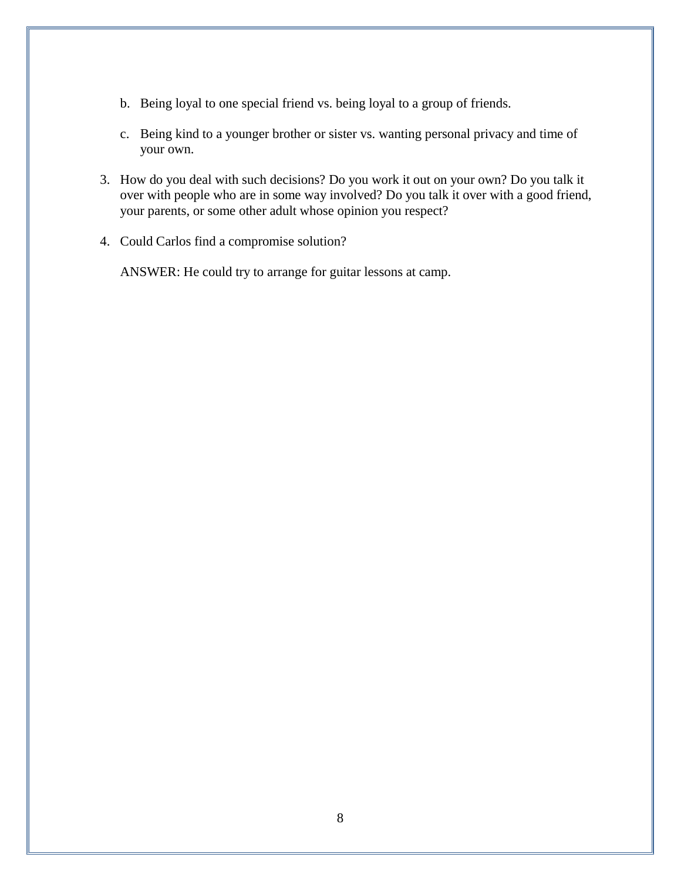b. Being loyal to one special friend vs. being loyal to a group of friends.

   c. Being kind to a younger brother or sister vs. wanting personal privacy and time of your own.

3. How do you deal with such decisions? Do you work it out on your own? Do you talk it over with people who are in some way involved? Do you talk it over with a good friend, your parents, or some other adult whose opinion you respect?

4. Could Carlos find a compromise solution?

   ANSWER: He could try to arrange for guitar lessons at camp.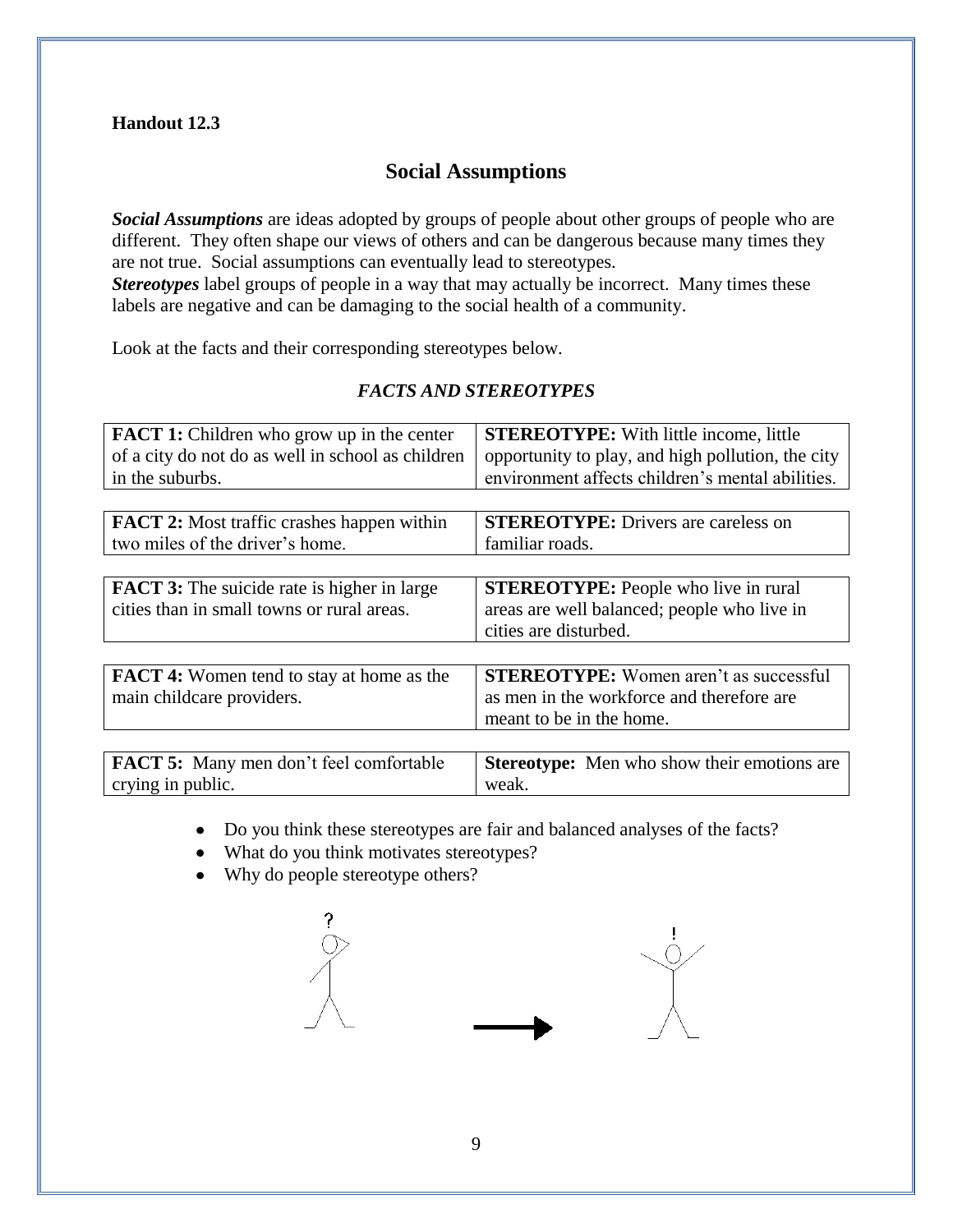**Handout 12.3**

## Social Assumptions

***Social Assumptions*** are ideas adopted by groups of people about other groups of people who are different. They often shape our views of others and can be dangerous because many times they are not true. Social assumptions can eventually lead to stereotypes.
***Stereotypes*** label groups of people in a way that may actually be incorrect. Many times these labels are negative and can be damaging to the social health of a community.

Look at the facts and their corresponding stereotypes below.

### *FACTS AND STEREOTYPES*

| | |
|---|---|
| **FACT 1:** Children who grow up in the center of a city do not do as well in school as children in the suburbs. | **STEREOTYPE:** With little income, little opportunity to play, and high pollution, the city environment affects children's mental abilities. |
| **FACT 2:** Most traffic crashes happen within two miles of the driver's home. | **STEREOTYPE:** Drivers are careless on familiar roads. |
| **FACT 3:** The suicide rate is higher in large cities than in small towns or rural areas. | **STEREOTYPE:** People who live in rural areas are well balanced; people who live in cities are disturbed. |
| **FACT 4:** Women tend to stay at home as the main childcare providers. | **STEREOTYPE:** Women aren't as successful as men in the workforce and therefore are meant to be in the home. |
| **FACT 5:** Many men don't feel comfortable crying in public. | **Stereotype:** Men who show their emotions are weak. |

- Do you think these stereotypes are fair and balanced analyses of the facts?
- What do you think motivates stereotypes?
- Why do people stereotype others?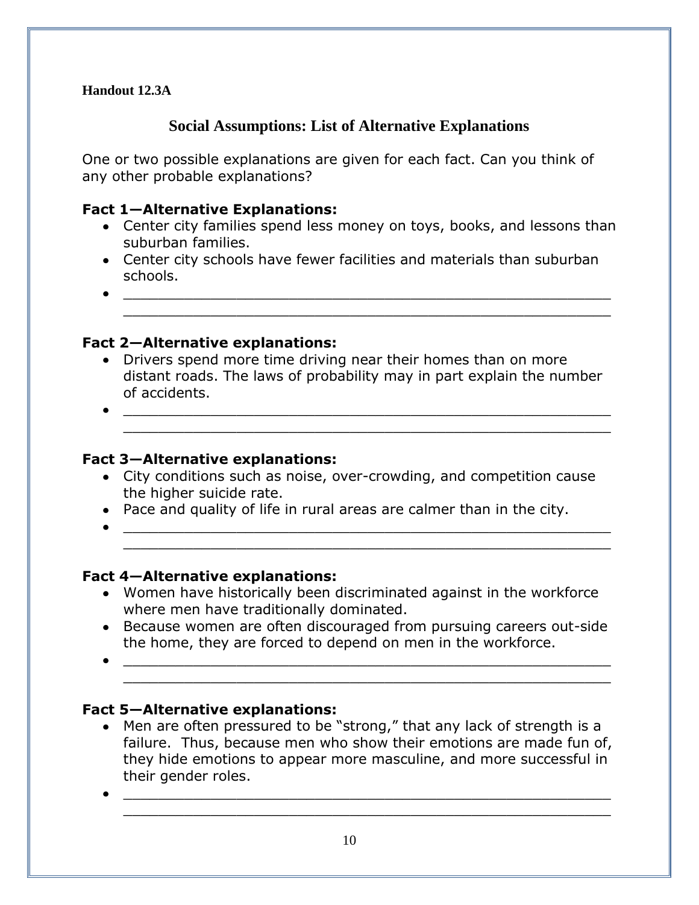**Handout 12.3A**

## Social Assumptions: List of Alternative Explanations

One or two possible explanations are given for each fact. Can you think of any other probable explanations?

### Fact 1—Alternative Explanations:

- Center city families spend less money on toys, books, and lessons than suburban families.
- Center city schools have fewer facilities and materials than suburban schools.
- ______________________________________________________
  ______________________________________________________

### Fact 2—Alternative explanations:

- Drivers spend more time driving near their homes than on more distant roads. The laws of probability may in part explain the number of accidents.
- ______________________________________________________
  ______________________________________________________

### Fact 3—Alternative explanations:

- City conditions such as noise, over-crowding, and competition cause the higher suicide rate.
- Pace and quality of life in rural areas are calmer than in the city.
- ______________________________________________________
  ______________________________________________________

### Fact 4—Alternative explanations:

- Women have historically been discriminated against in the workforce where men have traditionally dominated.
- Because women are often discouraged from pursuing careers out-side the home, they are forced to depend on men in the workforce.
- ______________________________________________________
  ______________________________________________________

### Fact 5—Alternative explanations:

- Men are often pressured to be "strong," that any lack of strength is a failure. Thus, because men who show their emotions are made fun of, they hide emotions to appear more masculine, and more successful in their gender roles.
- ______________________________________________________
  ______________________________________________________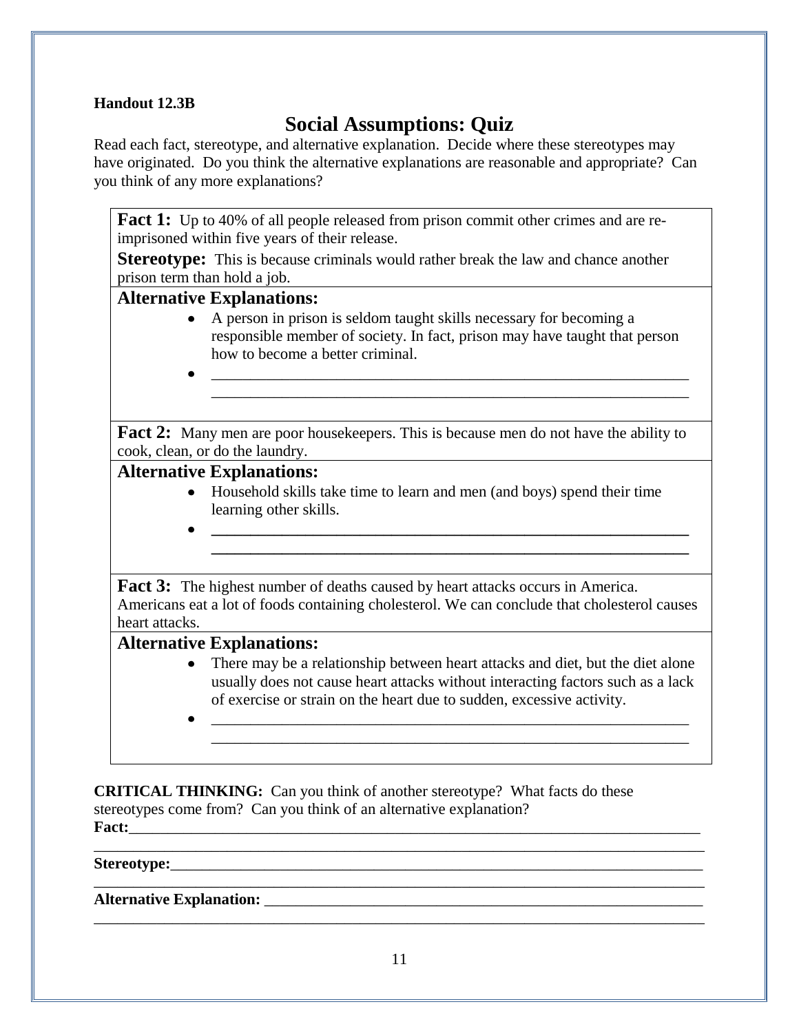**Handout 12.3B**

# Social Assumptions: Quiz

Read each fact, stereotype, and alternative explanation. Decide where these stereotypes may have originated. Do you think the alternative explanations are reasonable and appropriate? Can you think of any more explanations?

**Fact 1:** Up to 40% of all people released from prison commit other crimes and are re-imprisoned within five years of their release.

**Stereotype:** This is because criminals would rather break the law and chance another prison term than hold a job.

**Alternative Explanations:**

- A person in prison is seldom taught skills necessary for becoming a responsible member of society. In fact, prison may have taught that person how to become a better criminal.
- ________________________________________________________________
  ________________________________________________________________

**Fact 2:** Many men are poor housekeepers. This is because men do not have the ability to cook, clean, or do the laundry.

**Alternative Explanations:**

- Household skills take time to learn and men (and boys) spend their time learning other skills.
- ________________________________________________________________
  ________________________________________________________________

**Fact 3:** The highest number of deaths caused by heart attacks occurs in America. Americans eat a lot of foods containing cholesterol. We can conclude that cholesterol causes heart attacks.

**Alternative Explanations:**

- There may be a relationship between heart attacks and diet, but the diet alone usually does not cause heart attacks without interacting factors such as a lack of exercise or strain on the heart due to sudden, excessive activity.
- ________________________________________________________________
  ________________________________________________________________

**CRITICAL THINKING:** Can you think of another stereotype? What facts do these stereotypes come from? Can you think of an alternative explanation?

**Fact:**________________________________________________________________
________________________________________________________________________

**Stereotype:**__________________________________________________________
________________________________________________________________________

**Alternative Explanation:** ______________________________________________
________________________________________________________________________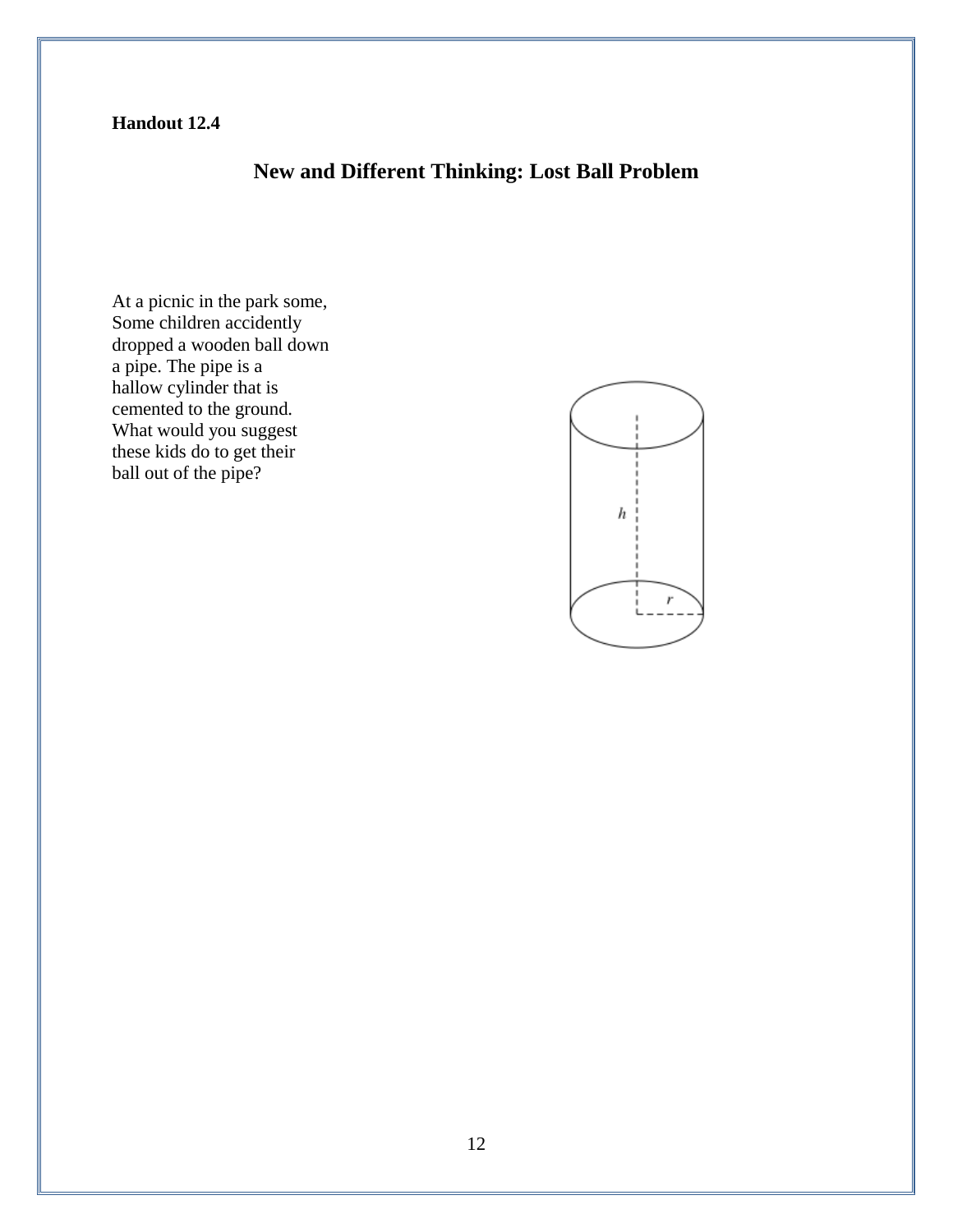**Handout 12.4**

## New and Different Thinking: Lost Ball Problem

At a picnic in the park some, Some children accidently dropped a wooden ball down a pipe. The pipe is a hallow cylinder that is cemented to the ground. What would you suggest these kids do to get their ball out of the pipe?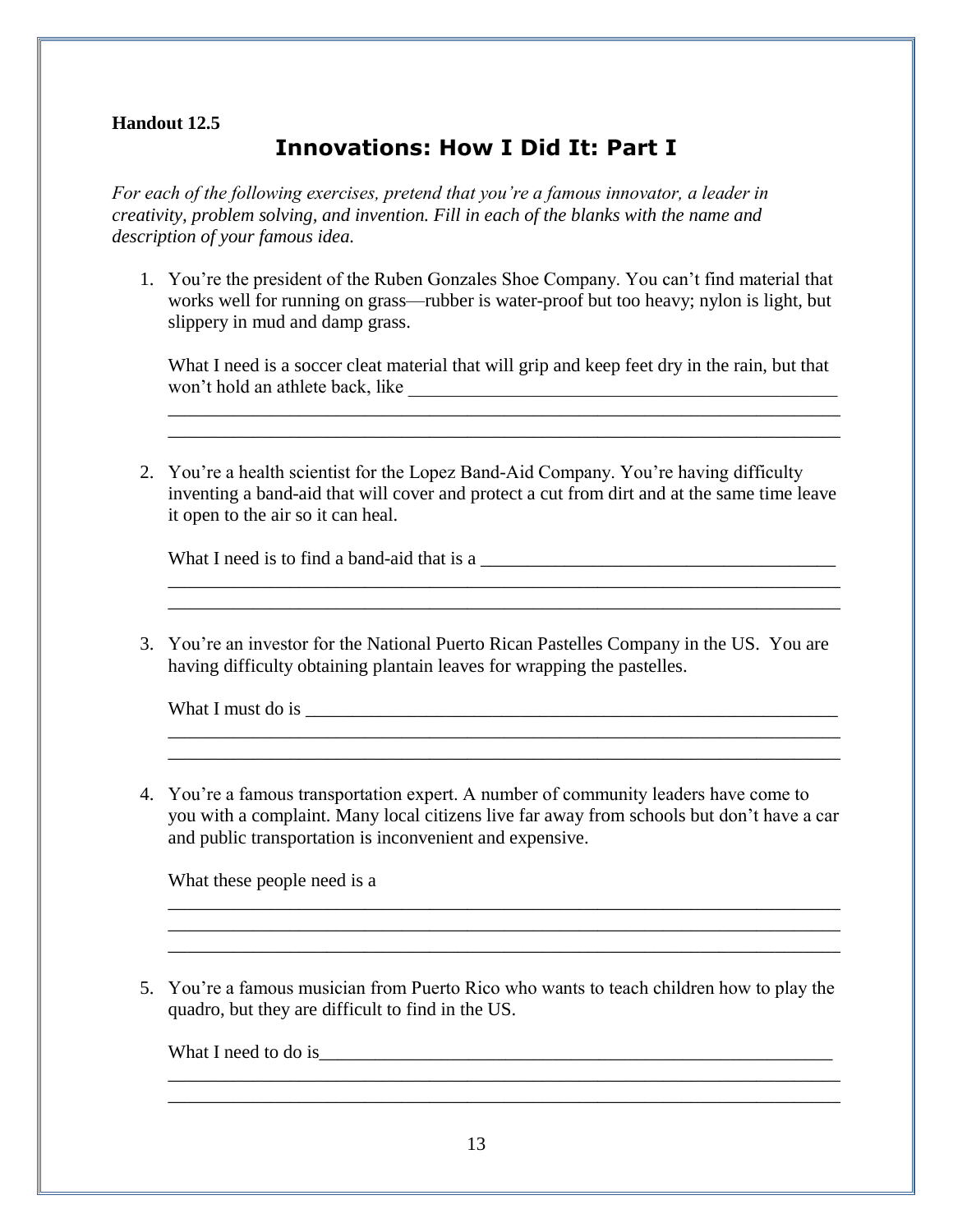**Handout 12.5**

# Innovations: How I Did It: Part I

*For each of the following exercises, pretend that you're a famous innovator, a leader in creativity, problem solving, and invention. Fill in each of the blanks with the name and description of your famous idea.*

1. You're the president of the Ruben Gonzales Shoe Company. You can't find material that works well for running on grass—rubber is water-proof but too heavy; nylon is light, but slippery in mud and damp grass.

   What I need is a soccer cleat material that will grip and keep feet dry in the rain, but that won't hold an athlete back, like ______________________________________________
   ________________________________________________________________________
   ________________________________________________________________________

2. You're a health scientist for the Lopez Band-Aid Company. You're having difficulty inventing a band-aid that will cover and protect a cut from dirt and at the same time leave it open to the air so it can heal.

   What I need is to find a band-aid that is a ____________________________________
   ________________________________________________________________________
   ________________________________________________________________________

3. You're an investor for the National Puerto Rican Pastelles Company in the US. You are having difficulty obtaining plantain leaves for wrapping the pastelles.

   What I must do is ________________________________________________________
   ________________________________________________________________________
   ________________________________________________________________________

4. You're a famous transportation expert. A number of community leaders have come to you with a complaint. Many local citizens live far away from schools but don't have a car and public transportation is inconvenient and expensive.

   What these people need is a
   ________________________________________________________________________
   ________________________________________________________________________
   ________________________________________________________________________

5. You're a famous musician from Puerto Rico who wants to teach children how to play the quadro, but they are difficult to find in the US.

   What I need to do is______________________________________________________
   ________________________________________________________________________
   ________________________________________________________________________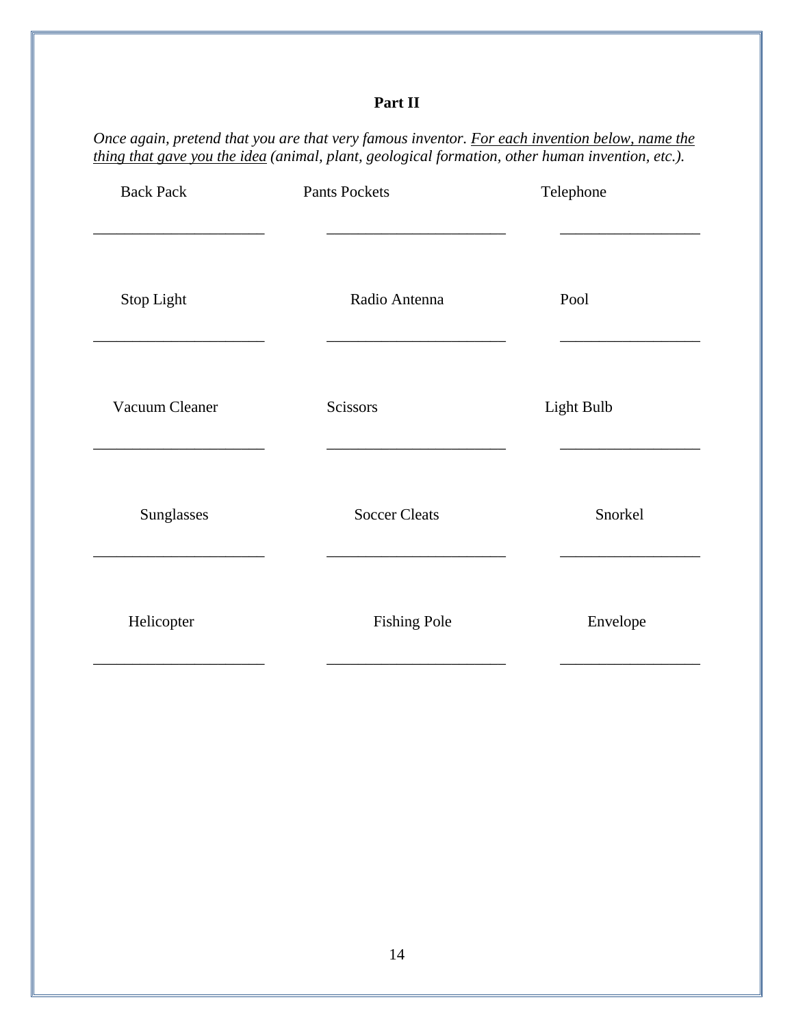## Part II

*Once again, pretend that you are that very famous inventor. <u>For each invention below, name the thing that gave you the idea</u> (animal, plant, geological formation, other human invention, etc.).*

| Back Pack | Pants Pockets | Telephone |
|---|---|---|
| ______________________ | ______________________ | ______________________ |
| Stop Light | Radio Antenna | Pool |
| ______________________ | ______________________ | ______________________ |
| Vacuum Cleaner | Scissors | Light Bulb |
| ______________________ | ______________________ | ______________________ |
| Sunglasses | Soccer Cleats | Snorkel |
| ______________________ | ______________________ | ______________________ |
| Helicopter | Fishing Pole | Envelope |
| ______________________ | ______________________ | ______________________ |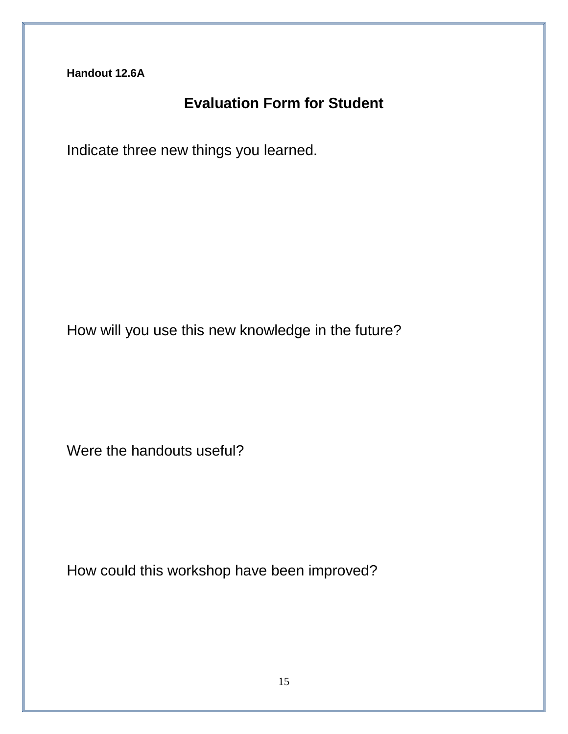**Handout 12.6A**

## Evaluation Form for Student

Indicate three new things you learned.

How will you use this new knowledge in the future?

Were the handouts useful?

How could this workshop have been improved?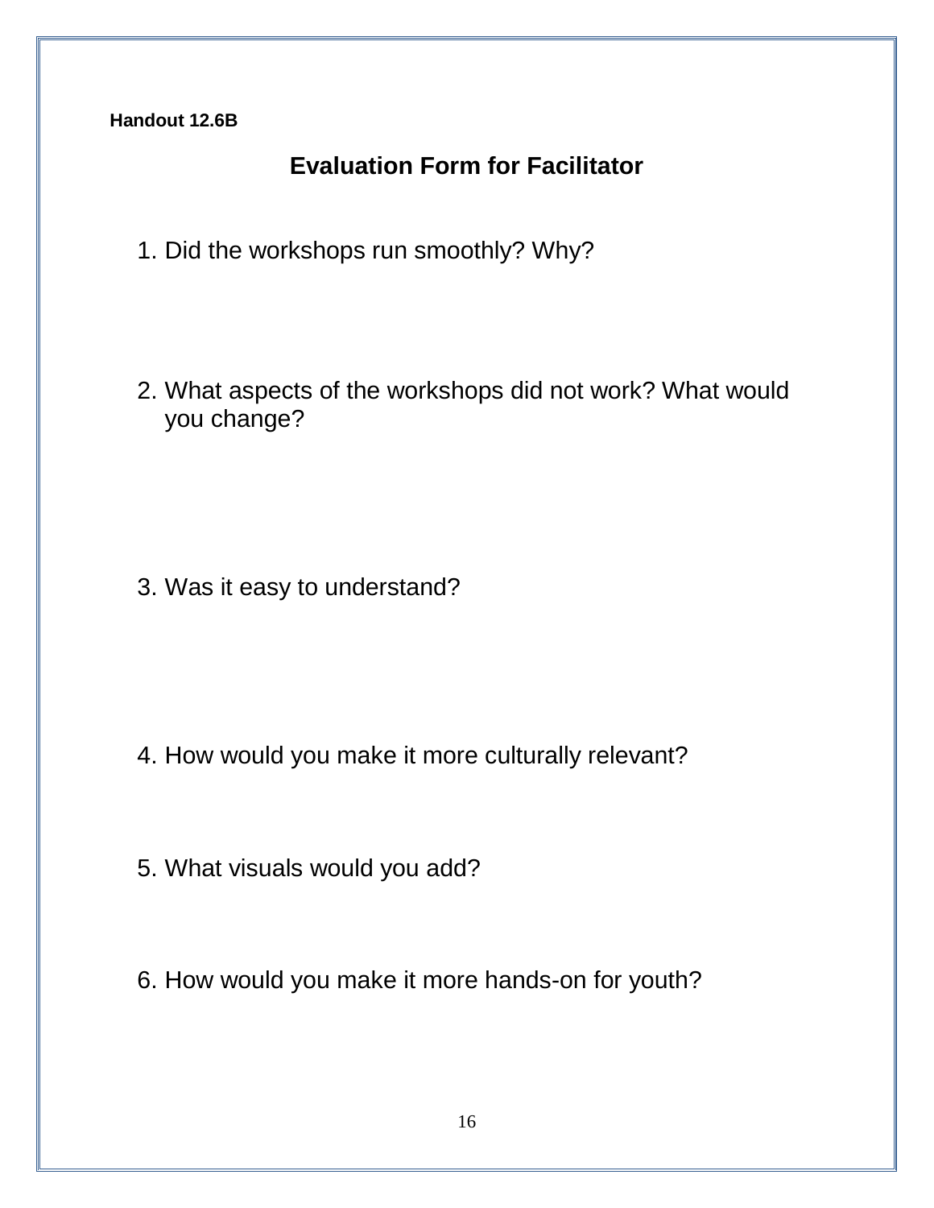**Handout 12.6B**

## Evaluation Form for Facilitator

1. Did the workshops run smoothly? Why?
2. What aspects of the workshops did not work? What would you change?
3. Was it easy to understand?
4. How would you make it more culturally relevant?
5. What visuals would you add?
6. How would you make it more hands-on for youth?